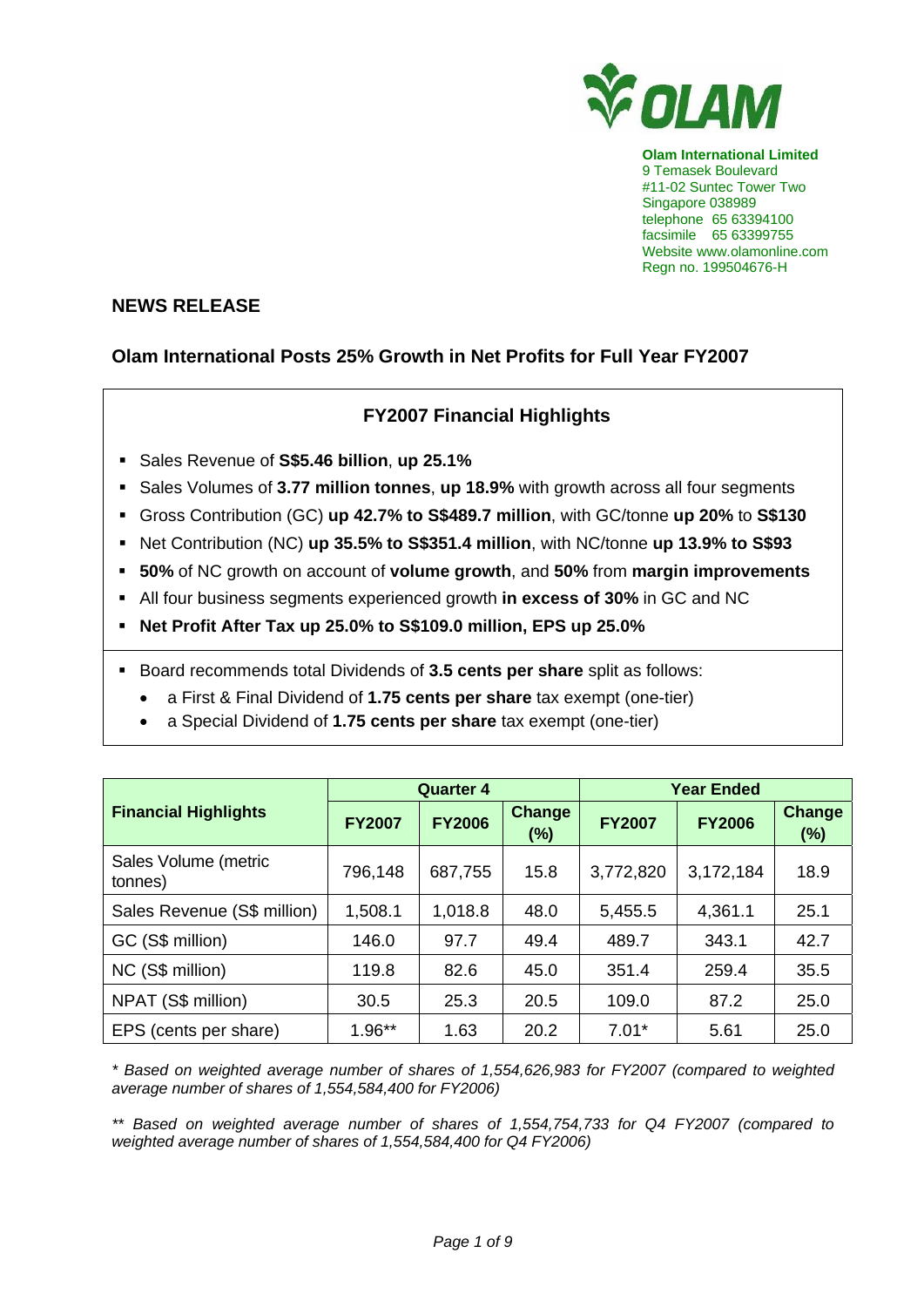**Olam International Limited**
9 Temasek Boulevard
#11-02 Suntec Tower Two
Singapore 038989
telephone 65 63394100
facsimile 65 63399755
Website www.olamonline.com
Regn no. 199504676-H

## NEWS RELEASE

## Olam International Posts 25% Growth in Net Profits for Full Year FY2007

### FY2007 Financial Highlights

- Sales Revenue of **S$5.46 billion**, **up 25.1%**
- Sales Volumes of **3.77 million tonnes**, **up 18.9%** with growth across all four segments
- Gross Contribution (GC) **up 42.7% to S$489.7 million**, with GC/tonne **up 20%** to **S$130**
- Net Contribution (NC) **up 35.5% to S$351.4 million**, with NC/tonne **up 13.9% to S$93**
- **50%** of NC growth on account of **volume growth**, and **50%** from **margin improvements**
- All four business segments experienced growth **in excess of 30%** in GC and NC
- **Net Profit After Tax up 25.0% to S$109.0 million, EPS up 25.0%**

- Board recommends total Dividends of **3.5 cents per share** split as follows:
  - a First & Final Dividend of **1.75 cents per share** tax exempt (one-tier)
  - a Special Dividend of **1.75 cents per share** tax exempt (one-tier)

| Financial Highlights | Quarter 4 | | | Year Ended | | |
|---|---|---|---|---|---|---|
| | FY2007 | FY2006 | Change (%) | FY2007 | FY2006 | Change (%) |
| Sales Volume (metric tonnes) | 796,148 | 687,755 | 15.8 | 3,772,820 | 3,172,184 | 18.9 |
| Sales Revenue (S$ million) | 1,508.1 | 1,018.8 | 48.0 | 5,455.5 | 4,361.1 | 25.1 |
| GC (S$ million) | 146.0 | 97.7 | 49.4 | 489.7 | 343.1 | 42.7 |
| NC (S$ million) | 119.8 | 82.6 | 45.0 | 351.4 | 259.4 | 35.5 |
| NPAT (S$ million) | 30.5 | 25.3 | 20.5 | 109.0 | 87.2 | 25.0 |
| EPS (cents per share) | 1.96** | 1.63 | 20.2 | 7.01* | 5.61 | 25.0 |

*\* Based on weighted average number of shares of 1,554,626,983 for FY2007 (compared to weighted average number of shares of 1,554,584,400 for FY2006)*

*\*\* Based on weighted average number of shares of 1,554,754,733 for Q4 FY2007 (compared to weighted average number of shares of 1,554,584,400 for Q4 FY2006)*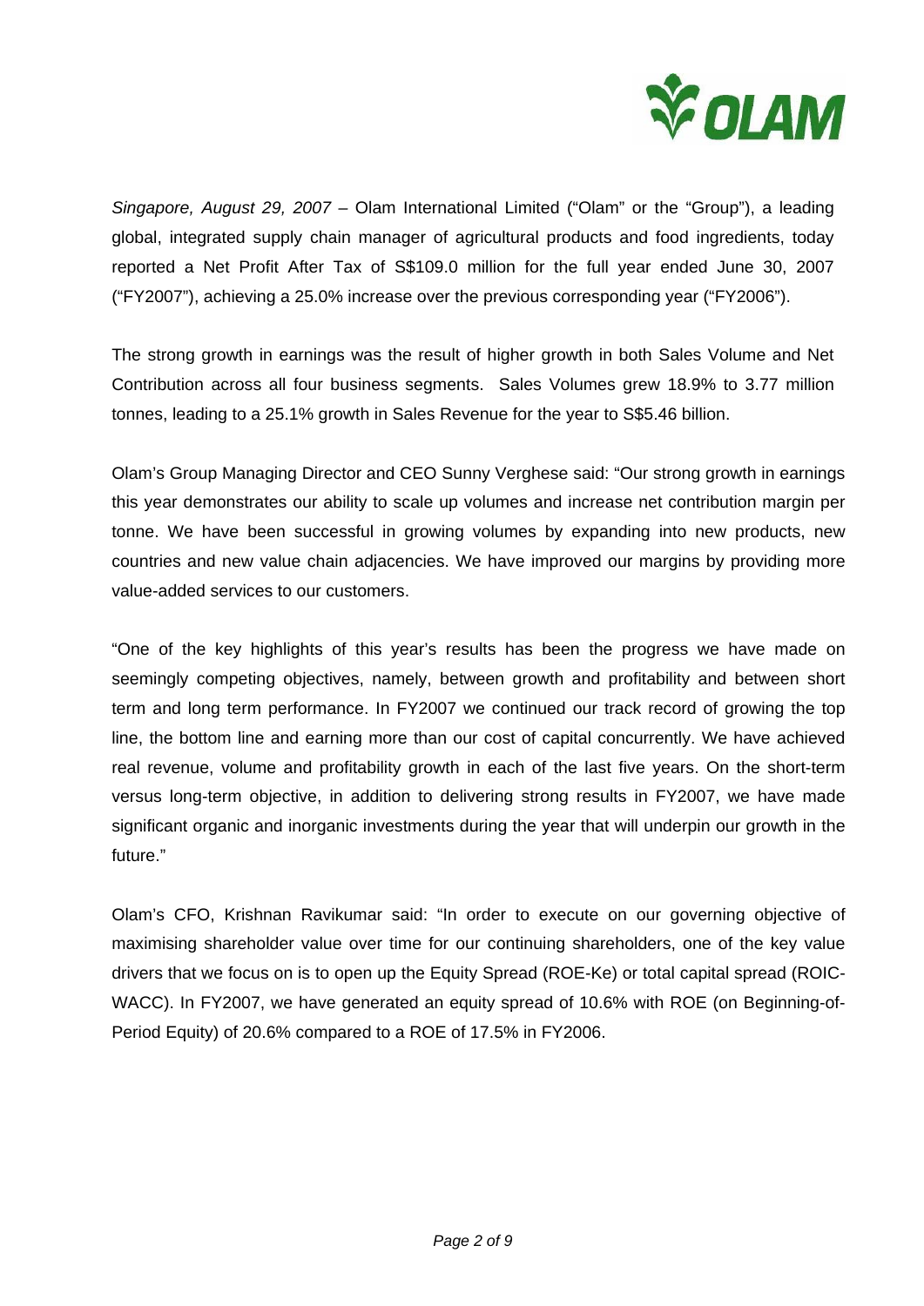*Singapore, August 29, 2007* – Olam International Limited ("Olam" or the "Group"), a leading global, integrated supply chain manager of agricultural products and food ingredients, today reported a Net Profit After Tax of S$109.0 million for the full year ended June 30, 2007 ("FY2007"), achieving a 25.0% increase over the previous corresponding year ("FY2006").

The strong growth in earnings was the result of higher growth in both Sales Volume and Net Contribution across all four business segments. Sales Volumes grew 18.9% to 3.77 million tonnes, leading to a 25.1% growth in Sales Revenue for the year to S$5.46 billion.

Olam's Group Managing Director and CEO Sunny Verghese said: "Our strong growth in earnings this year demonstrates our ability to scale up volumes and increase net contribution margin per tonne. We have been successful in growing volumes by expanding into new products, new countries and new value chain adjacencies. We have improved our margins by providing more value-added services to our customers.

"One of the key highlights of this year's results has been the progress we have made on seemingly competing objectives, namely, between growth and profitability and between short term and long term performance. In FY2007 we continued our track record of growing the top line, the bottom line and earning more than our cost of capital concurrently. We have achieved real revenue, volume and profitability growth in each of the last five years. On the short-term versus long-term objective, in addition to delivering strong results in FY2007, we have made significant organic and inorganic investments during the year that will underpin our growth in the future."

Olam's CFO, Krishnan Ravikumar said: "In order to execute on our governing objective of maximising shareholder value over time for our continuing shareholders, one of the key value drivers that we focus on is to open up the Equity Spread (ROE-Ke) or total capital spread (ROIC-WACC). In FY2007, we have generated an equity spread of 10.6% with ROE (on Beginning-of-Period Equity) of 20.6% compared to a ROE of 17.5% in FY2006.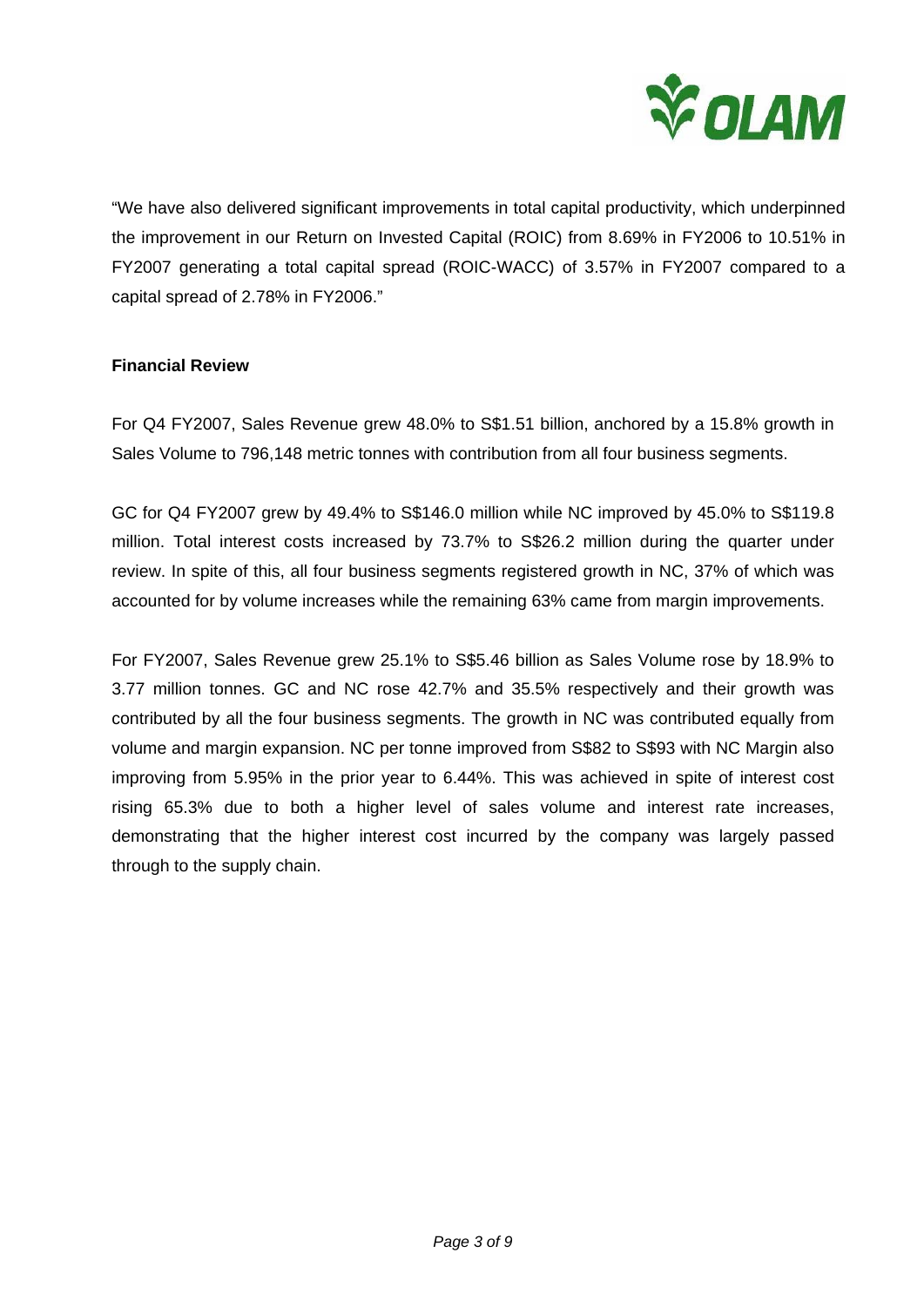"We have also delivered significant improvements in total capital productivity, which underpinned the improvement in our Return on Invested Capital (ROIC) from 8.69% in FY2006 to 10.51% in FY2007 generating a total capital spread (ROIC-WACC) of 3.57% in FY2007 compared to a capital spread of 2.78% in FY2006."

**Financial Review**

For Q4 FY2007, Sales Revenue grew 48.0% to S$1.51 billion, anchored by a 15.8% growth in Sales Volume to 796,148 metric tonnes with contribution from all four business segments.

GC for Q4 FY2007 grew by 49.4% to S$146.0 million while NC improved by 45.0% to S$119.8 million. Total interest costs increased by 73.7% to S$26.2 million during the quarter under review. In spite of this, all four business segments registered growth in NC, 37% of which was accounted for by volume increases while the remaining 63% came from margin improvements.

For FY2007, Sales Revenue grew 25.1% to S$5.46 billion as Sales Volume rose by 18.9% to 3.77 million tonnes. GC and NC rose 42.7% and 35.5% respectively and their growth was contributed by all the four business segments. The growth in NC was contributed equally from volume and margin expansion. NC per tonne improved from S$82 to S$93 with NC Margin also improving from 5.95% in the prior year to 6.44%. This was achieved in spite of interest cost rising 65.3% due to both a higher level of sales volume and interest rate increases, demonstrating that the higher interest cost incurred by the company was largely passed through to the supply chain.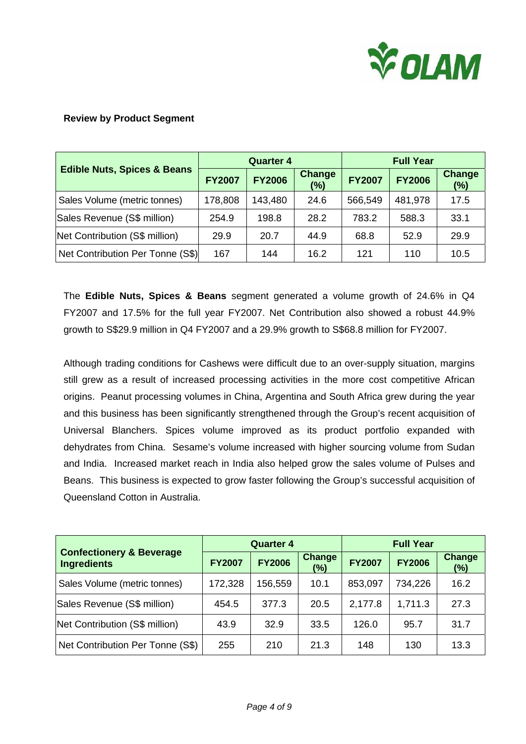**Review by Product Segment**

| Edible Nuts, Spices & Beans | Quarter 4 | | | Full Year | | |
|---|---|---|---|---|---|---|
| | FY2007 | FY2006 | Change (%) | FY2007 | FY2006 | Change (%) |
| Sales Volume (metric tonnes) | 178,808 | 143,480 | 24.6 | 566,549 | 481,978 | 17.5 |
| Sales Revenue (S$ million) | 254.9 | 198.8 | 28.2 | 783.2 | 588.3 | 33.1 |
| Net Contribution (S$ million) | 29.9 | 20.7 | 44.9 | 68.8 | 52.9 | 29.9 |
| Net Contribution Per Tonne (S$) | 167 | 144 | 16.2 | 121 | 110 | 10.5 |

The **Edible Nuts, Spices & Beans** segment generated a volume growth of 24.6% in Q4 FY2007 and 17.5% for the full year FY2007. Net Contribution also showed a robust 44.9% growth to S$29.9 million in Q4 FY2007 and a 29.9% growth to S$68.8 million for FY2007.

Although trading conditions for Cashews were difficult due to an over-supply situation, margins still grew as a result of increased processing activities in the more cost competitive African origins. Peanut processing volumes in China, Argentina and South Africa grew during the year and this business has been significantly strengthened through the Group's recent acquisition of Universal Blanchers. Spices volume improved as its product portfolio expanded with dehydrates from China. Sesame's volume increased with higher sourcing volume from Sudan and India. Increased market reach in India also helped grow the sales volume of Pulses and Beans. This business is expected to grow faster following the Group's successful acquisition of Queensland Cotton in Australia.

| Confectionery & Beverage Ingredients | Quarter 4 | | | Full Year | | |
|---|---|---|---|---|---|---|
| | FY2007 | FY2006 | Change (%) | FY2007 | FY2006 | Change (%) |
| Sales Volume (metric tonnes) | 172,328 | 156,559 | 10.1 | 853,097 | 734,226 | 16.2 |
| Sales Revenue (S$ million) | 454.5 | 377.3 | 20.5 | 2,177.8 | 1,711.3 | 27.3 |
| Net Contribution (S$ million) | 43.9 | 32.9 | 33.5 | 126.0 | 95.7 | 31.7 |
| Net Contribution Per Tonne (S$) | 255 | 210 | 21.3 | 148 | 130 | 13.3 |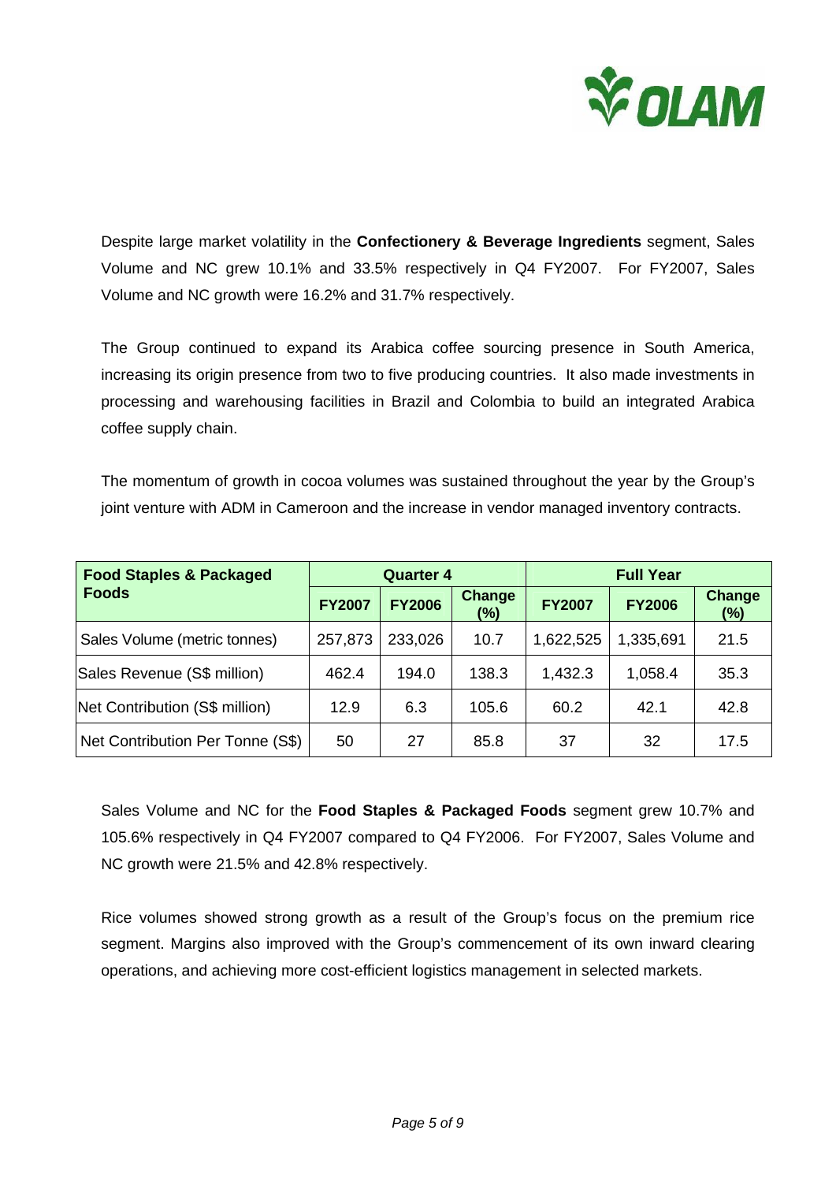Despite large market volatility in the **Confectionery & Beverage Ingredients** segment, Sales Volume and NC grew 10.1% and 33.5% respectively in Q4 FY2007. For FY2007, Sales Volume and NC growth were 16.2% and 31.7% respectively.

The Group continued to expand its Arabica coffee sourcing presence in South America, increasing its origin presence from two to five producing countries. It also made investments in processing and warehousing facilities in Brazil and Colombia to build an integrated Arabica coffee supply chain.

The momentum of growth in cocoa volumes was sustained throughout the year by the Group's joint venture with ADM in Cameroon and the increase in vendor managed inventory contracts.

| Food Staples & Packaged Foods | Quarter 4 | | | Full Year | | |
|---|---|---|---|---|---|---|
| | FY2007 | FY2006 | Change (%) | FY2007 | FY2006 | Change (%) |
| Sales Volume (metric tonnes) | 257,873 | 233,026 | 10.7 | 1,622,525 | 1,335,691 | 21.5 |
| Sales Revenue (S$ million) | 462.4 | 194.0 | 138.3 | 1,432.3 | 1,058.4 | 35.3 |
| Net Contribution (S$ million) | 12.9 | 6.3 | 105.6 | 60.2 | 42.1 | 42.8 |
| Net Contribution Per Tonne (S$) | 50 | 27 | 85.8 | 37 | 32 | 17.5 |

Sales Volume and NC for the **Food Staples & Packaged Foods** segment grew 10.7% and 105.6% respectively in Q4 FY2007 compared to Q4 FY2006. For FY2007, Sales Volume and NC growth were 21.5% and 42.8% respectively.

Rice volumes showed strong growth as a result of the Group's focus on the premium rice segment. Margins also improved with the Group's commencement of its own inward clearing operations, and achieving more cost-efficient logistics management in selected markets.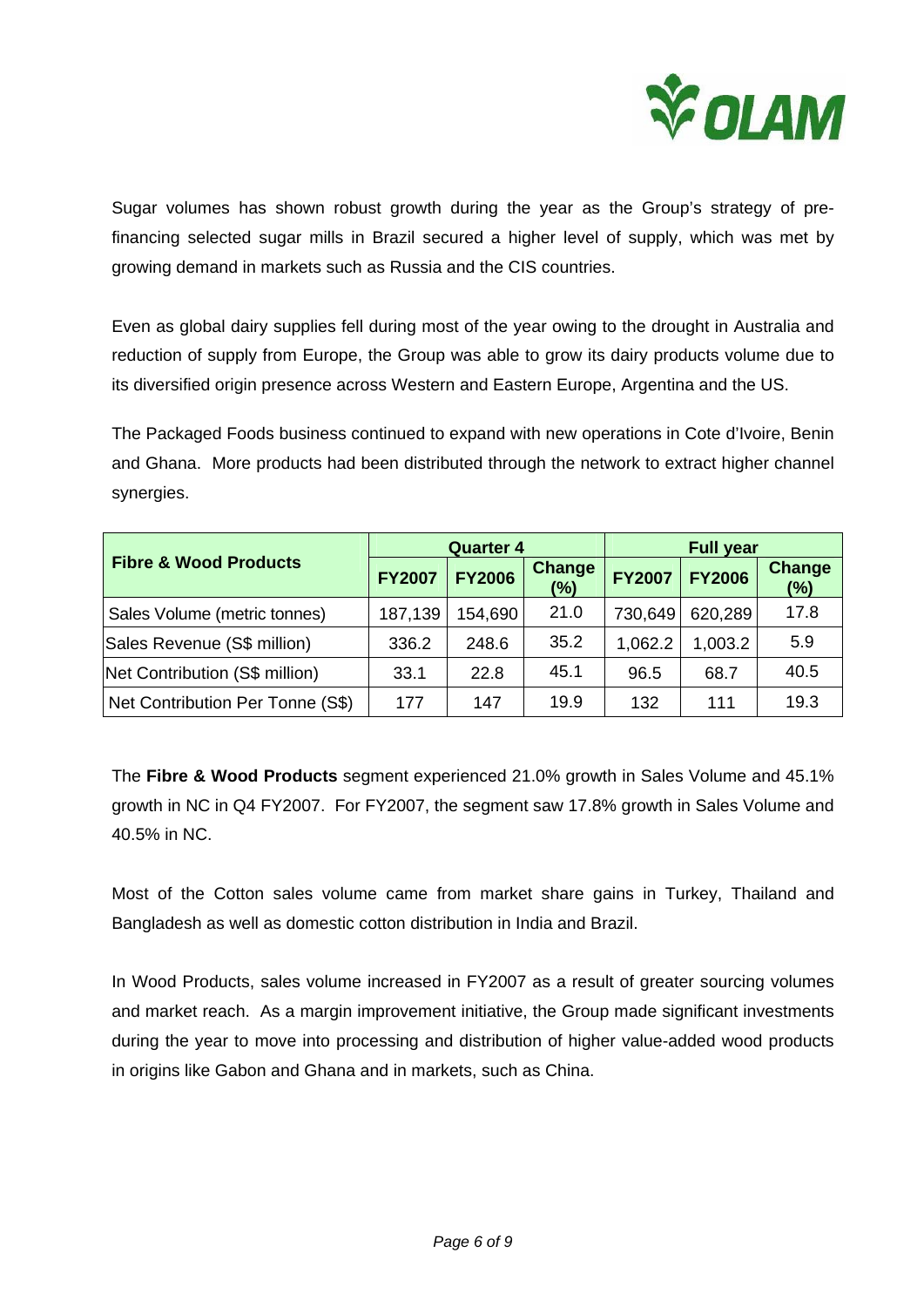Sugar volumes has shown robust growth during the year as the Group's strategy of pre-financing selected sugar mills in Brazil secured a higher level of supply, which was met by growing demand in markets such as Russia and the CIS countries.

Even as global dairy supplies fell during most of the year owing to the drought in Australia and reduction of supply from Europe, the Group was able to grow its dairy products volume due to its diversified origin presence across Western and Eastern Europe, Argentina and the US.

The Packaged Foods business continued to expand with new operations in Cote d'Ivoire, Benin and Ghana. More products had been distributed through the network to extract higher channel synergies.

| **Fibre & Wood Products** | **Quarter 4** | | | **Full year** | | |
|---|---|---|---|---|---|---|
| | **FY2007** | **FY2006** | **Change (%)** | **FY2007** | **FY2006** | **Change (%)** |
| Sales Volume (metric tonnes) | 187,139 | 154,690 | 21.0 | 730,649 | 620,289 | 17.8 |
| Sales Revenue (S$ million) | 336.2 | 248.6 | 35.2 | 1,062.2 | 1,003.2 | 5.9 |
| Net Contribution (S$ million) | 33.1 | 22.8 | 45.1 | 96.5 | 68.7 | 40.5 |
| Net Contribution Per Tonne (S$) | 177 | 147 | 19.9 | 132 | 111 | 19.3 |

The **Fibre & Wood Products** segment experienced 21.0% growth in Sales Volume and 45.1% growth in NC in Q4 FY2007. For FY2007, the segment saw 17.8% growth in Sales Volume and 40.5% in NC.

Most of the Cotton sales volume came from market share gains in Turkey, Thailand and Bangladesh as well as domestic cotton distribution in India and Brazil.

In Wood Products, sales volume increased in FY2007 as a result of greater sourcing volumes and market reach. As a margin improvement initiative, the Group made significant investments during the year to move into processing and distribution of higher value-added wood products in origins like Gabon and Ghana and in markets, such as China.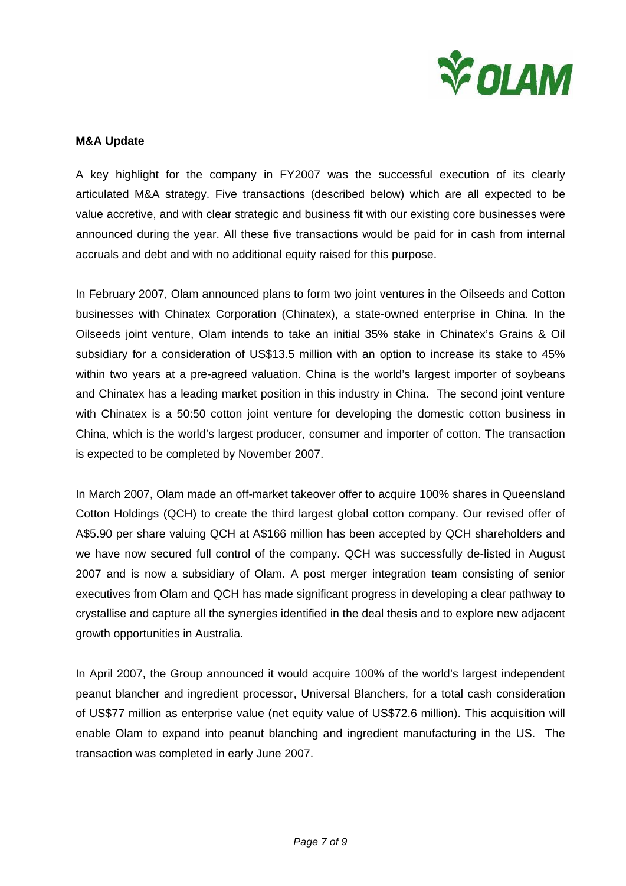**M&A Update**

A key highlight for the company in FY2007 was the successful execution of its clearly articulated M&A strategy. Five transactions (described below) which are all expected to be value accretive, and with clear strategic and business fit with our existing core businesses were announced during the year. All these five transactions would be paid for in cash from internal accruals and debt and with no additional equity raised for this purpose.

In February 2007, Olam announced plans to form two joint ventures in the Oilseeds and Cotton businesses with Chinatex Corporation (Chinatex), a state-owned enterprise in China. In the Oilseeds joint venture, Olam intends to take an initial 35% stake in Chinatex's Grains & Oil subsidiary for a consideration of US$13.5 million with an option to increase its stake to 45% within two years at a pre-agreed valuation. China is the world's largest importer of soybeans and Chinatex has a leading market position in this industry in China. The second joint venture with Chinatex is a 50:50 cotton joint venture for developing the domestic cotton business in China, which is the world's largest producer, consumer and importer of cotton. The transaction is expected to be completed by November 2007.

In March 2007, Olam made an off-market takeover offer to acquire 100% shares in Queensland Cotton Holdings (QCH) to create the third largest global cotton company. Our revised offer of A$5.90 per share valuing QCH at A$166 million has been accepted by QCH shareholders and we have now secured full control of the company. QCH was successfully de-listed in August 2007 and is now a subsidiary of Olam. A post merger integration team consisting of senior executives from Olam and QCH has made significant progress in developing a clear pathway to crystallise and capture all the synergies identified in the deal thesis and to explore new adjacent growth opportunities in Australia.

In April 2007, the Group announced it would acquire 100% of the world's largest independent peanut blancher and ingredient processor, Universal Blanchers, for a total cash consideration of US$77 million as enterprise value (net equity value of US$72.6 million). This acquisition will enable Olam to expand into peanut blanching and ingredient manufacturing in the US. The transaction was completed in early June 2007.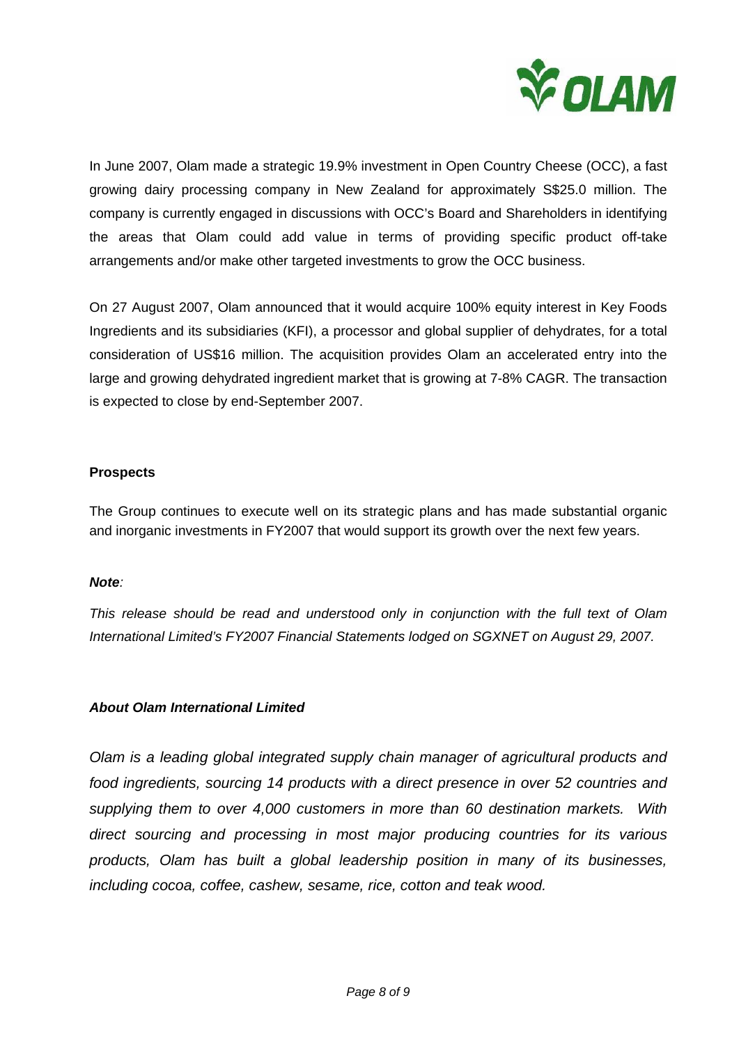In June 2007, Olam made a strategic 19.9% investment in Open Country Cheese (OCC), a fast growing dairy processing company in New Zealand for approximately S$25.0 million. The company is currently engaged in discussions with OCC's Board and Shareholders in identifying the areas that Olam could add value in terms of providing specific product off-take arrangements and/or make other targeted investments to grow the OCC business.

On 27 August 2007, Olam announced that it would acquire 100% equity interest in Key Foods Ingredients and its subsidiaries (KFI), a processor and global supplier of dehydrates, for a total consideration of US$16 million. The acquisition provides Olam an accelerated entry into the large and growing dehydrated ingredient market that is growing at 7-8% CAGR. The transaction is expected to close by end-September 2007.

**Prospects**

The Group continues to execute well on its strategic plans and has made substantial organic and inorganic investments in FY2007 that would support its growth over the next few years.

***Note**:*

*This release should be read and understood only in conjunction with the full text of Olam International Limited's FY2007 Financial Statements lodged on SGXNET on August 29, 2007.*

***About Olam International Limited***

*Olam is a leading global integrated supply chain manager of agricultural products and food ingredients, sourcing 14 products with a direct presence in over 52 countries and supplying them to over 4,000 customers in more than 60 destination markets. With direct sourcing and processing in most major producing countries for its various products, Olam has built a global leadership position in many of its businesses, including cocoa, coffee, cashew, sesame, rice, cotton and teak wood.*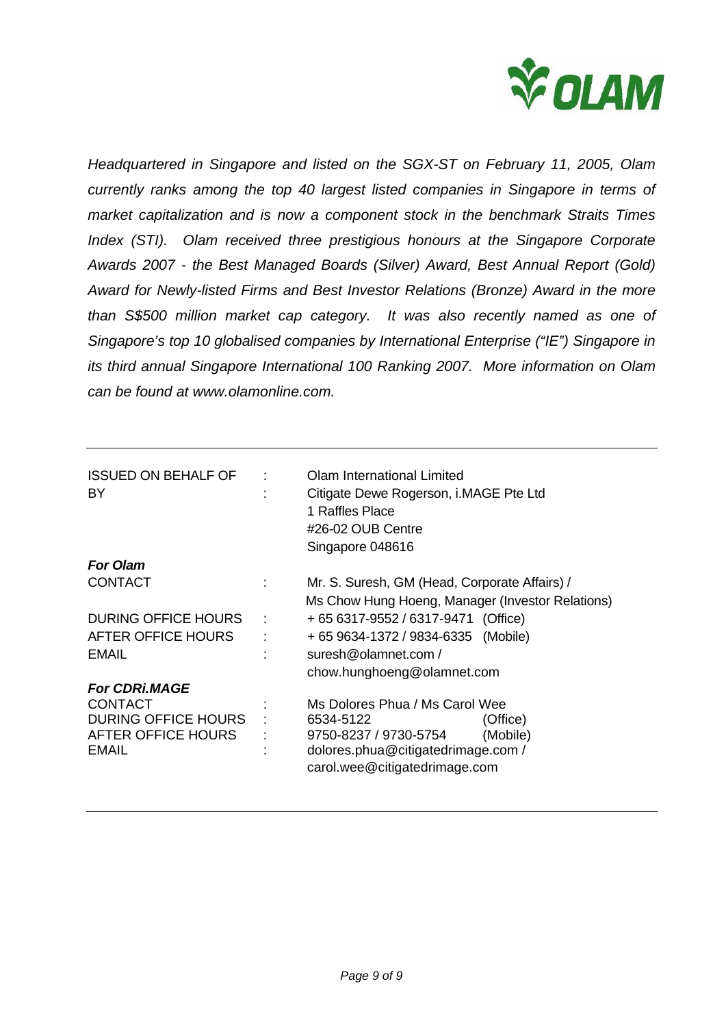*Headquartered in Singapore and listed on the SGX-ST on February 11, 2005, Olam currently ranks among the top 40 largest listed companies in Singapore in terms of market capitalization and is now a component stock in the benchmark Straits Times Index (STI). Olam received three prestigious honours at the Singapore Corporate Awards 2007 - the Best Managed Boards (Silver) Award, Best Annual Report (Gold) Award for Newly-listed Firms and Best Investor Relations (Bronze) Award in the more than S$500 million market cap category. It was also recently named as one of Singapore's top 10 globalised companies by International Enterprise ("IE") Singapore in its third annual Singapore International 100 Ranking 2007. More information on Olam can be found at www.olamonline.com.*

---

| | | |
|---|---|---|
| ISSUED ON BEHALF OF | : | Olam International Limited |
| BY | : | Citigate Dewe Rogerson, i.MAGE Pte Ltd<br>1 Raffles Place<br>#26-02 OUB Centre<br>Singapore 048616 |
| ***For Olam*** | | |
| CONTACT | : | Mr. S. Suresh, GM (Head, Corporate Affairs) /<br>Ms Chow Hung Hoeng, Manager (Investor Relations) |
| DURING OFFICE HOURS | : | + 65 6317-9552 / 6317-9471 (Office) |
| AFTER OFFICE HOURS | : | + 65 9634-1372 / 9834-6335 (Mobile) |
| EMAIL | : | suresh@olamnet.com /<br>chow.hunghoeng@olamnet.com |
| ***For CDRi.MAGE*** | | |
| CONTACT | : | Ms Dolores Phua / Ms Carol Wee |
| DURING OFFICE HOURS | : | 6534-5122 (Office) |
| AFTER OFFICE HOURS | : | 9750-8237 / 9730-5754 (Mobile) |
| EMAIL | : | dolores.phua@citigatedrimage.com /<br>carol.wee@citigatedrimage.com |

---